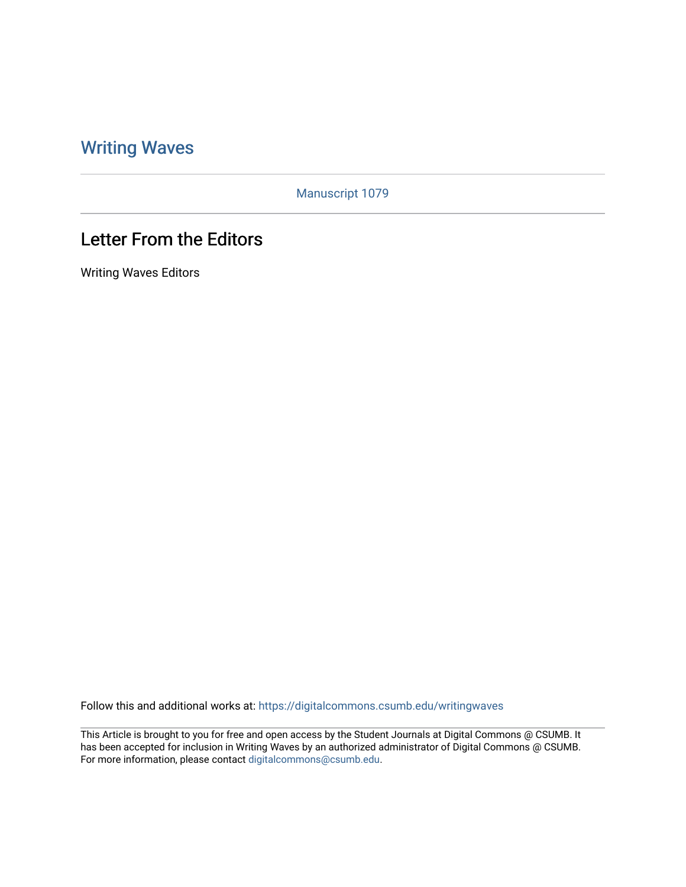Writing Waves

Manuscript 1079

# Letter From the Editors

Writing Waves Editors

Follow this and additional works at: https://digitalcommons.csumb.edu/writingwaves

This Article is brought to you for free and open access by the Student Journals at Digital Commons @ CSUMB. It has been accepted for inclusion in Writing Waves by an authorized administrator of Digital Commons @ CSUMB. For more information, please contact digitalcommons@csumb.edu.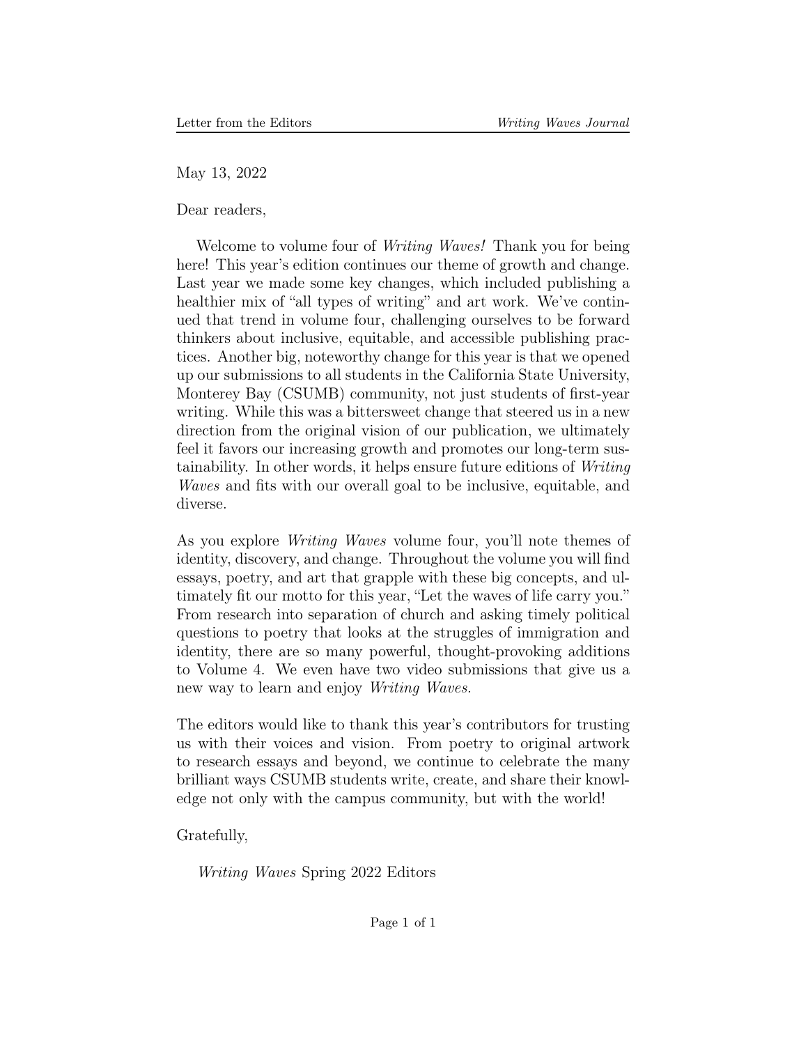May 13, 2022

Dear readers,

Welcome to volume four of *Writing Waves!* Thank you for being here! This year's edition continues our theme of growth and change. Last year we made some key changes, which included publishing a healthier mix of "all types of writing" and art work. We've continued that trend in volume four, challenging ourselves to be forward thinkers about inclusive, equitable, and accessible publishing practices. Another big, noteworthy change for this year is that we opened up our submissions to all students in the California State University, Monterey Bay (CSUMB) community, not just students of first-year writing. While this was a bittersweet change that steered us in a new direction from the original vision of our publication, we ultimately feel it favors our increasing growth and promotes our long-term sustainability. In other words, it helps ensure future editions of *Writing Waves* and fits with our overall goal to be inclusive, equitable, and diverse.

As you explore *Writing Waves* volume four, you'll note themes of identity, discovery, and change. Throughout the volume you will find essays, poetry, and art that grapple with these big concepts, and ultimately fit our motto for this year, "Let the waves of life carry you." From research into separation of church and asking timely political questions to poetry that looks at the struggles of immigration and identity, there are so many powerful, thought-provoking additions to Volume 4. We even have two video submissions that give us a new way to learn and enjoy *Writing Waves.*

The editors would like to thank this year's contributors for trusting us with their voices and vision. From poetry to original artwork to research essays and beyond, we continue to celebrate the many brilliant ways CSUMB students write, create, and share their knowledge not only with the campus community, but with the world!

Gratefully,

*Writing Waves* Spring 2022 Editors